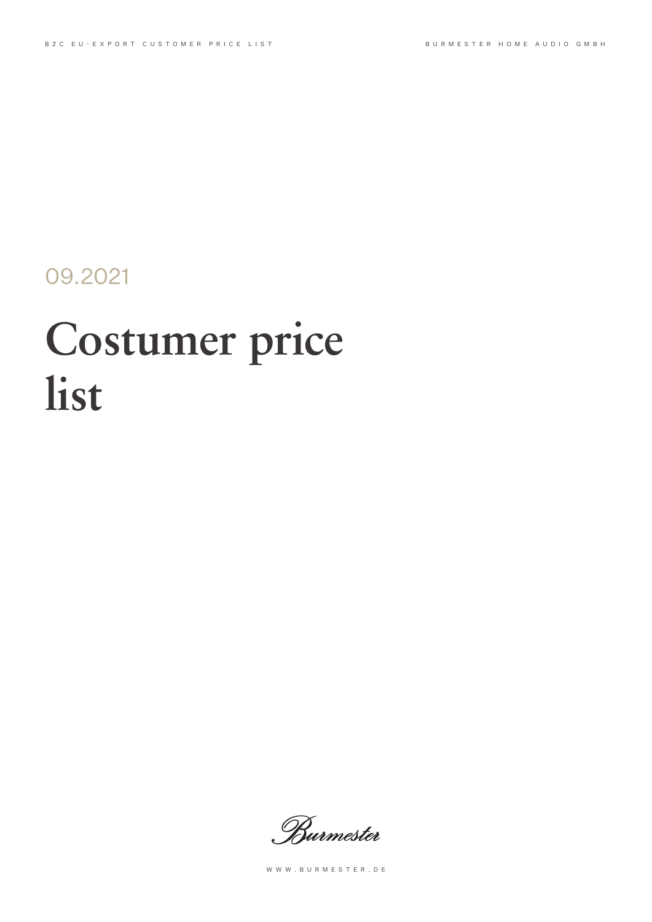B2C EU-EXPORT CUSTOMER PRICE LIST

BURMESTER HOME AUDIO GMBH

09.2021

# Costumer price list

Burmester

WWW.BURMESTER.DE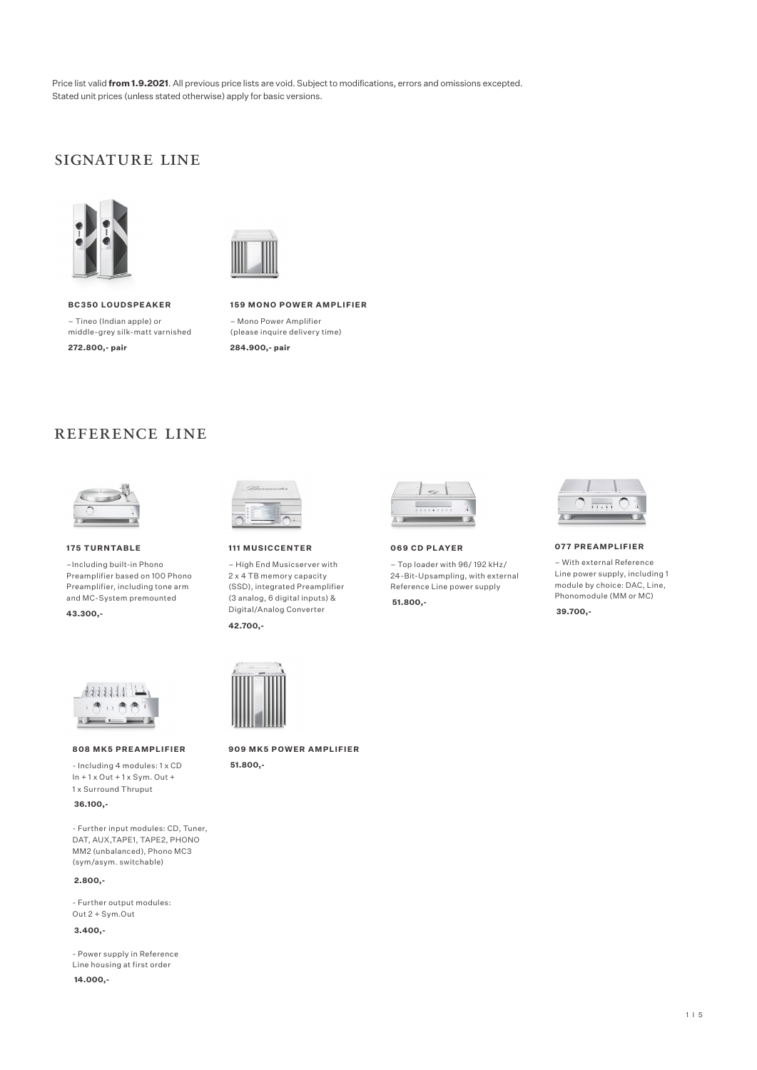Price list valid **from 1.9.2021**. All previous price lists are void. Subject to modifications, errors and omissions excepted. Stated unit prices (unless stated otherwise) apply for basic versions.

## SIGNATURE LINE

**BC350 LOUDSPEAKER**

– Tineo (Indian apple) or middle-grey silk-matt varnished

**272.800,- pair**

**159 MONO POWER AMPLIFIER**

– Mono Power Amplifier (please inquire delivery time)

**284.900,- pair**

## REFERENCE LINE

**175 TURNTABLE**

–Including built-in Phono Preamplifier based on 100 Phono Preamplifier, including tone arm and MC-System premounted

**43.300,-**

**111 MUSICCENTER**

– High End Musicserver with 2 x 4 TB memory capacity (SSD), integrated Preamplifier (3 analog, 6 digital inputs) & Digital/Analog Converter

**42.700,-**

**069 CD PLAYER**

– Top loader with 96/ 192 kHz/ 24-Bit-Upsampling, with external Reference Line power supply

**51.800,-**

**077 PREAMPLIFIER**

– With external Reference Line power supply, including 1 module by choice: DAC, Line, Phonomodule (MM or MC)

**39.700,-**

**808 MK5 PREAMPLIFIER**

- Including 4 modules: 1 x CD In + 1 x Out + 1 x Sym. Out + 1 x Surround Thruput

**36.100,-**

- Further input modules: CD, Tuner, DAT, AUX,TAPE1, TAPE2, PHONO MM2 (unbalanced), Phono MC3 (sym/asym. switchable)

**2.800,-**

- Further output modules: Out 2 + Sym.Out

**3.400,-**

- Power supply in Reference Line housing at first order

**14.000,-**

**909 MK5 POWER AMPLIFIER**

**51.800,-**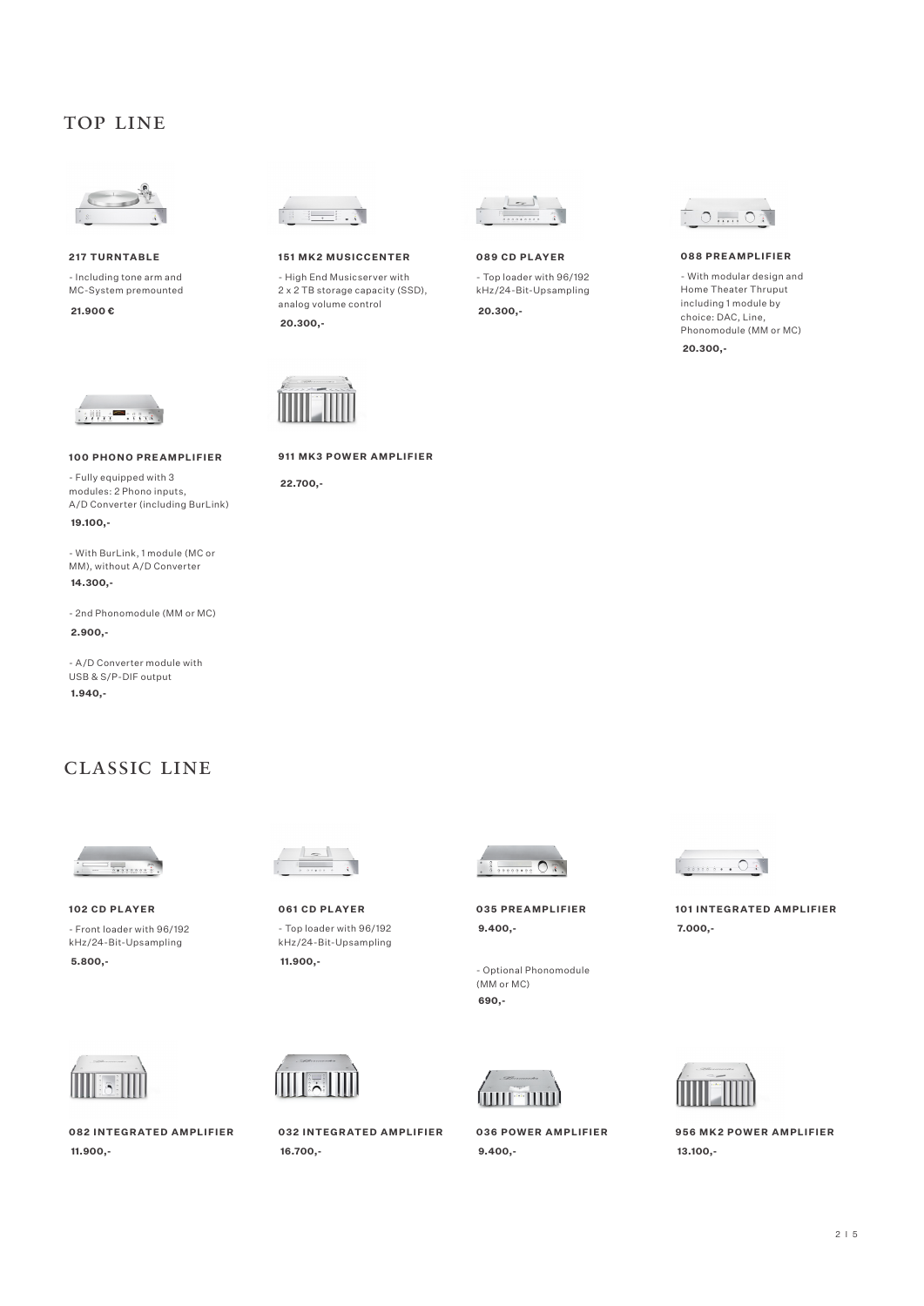## TOP LINE

### 217 TURNTABLE

- Including tone arm and MC-System premounted

**21.900 €**

### 151 MK2 MUSICCENTER

- High End Musicserver with 2 x 2 TB storage capacity (SSD), analog volume control

**20.300,-**

### 089 CD PLAYER

- Top loader with 96/192 kHz/24-Bit-Upsampling

**20.300,-**

### 088 PREAMPLIFIER

- With modular design and Home Theater Thruput including 1 module by choice: DAC, Line, Phonomodule (MM or MC)

**20.300,-**

### 100 PHONO PREAMPLIFIER

- Fully equipped with 3 modules: 2 Phono inputs, A/D Converter (including BurLink)

**19.100,-**

- With BurLink, 1 module (MC or MM), without A/D Converter

**14.300,-**

- 2nd Phonomodule (MM or MC)

**2.900,-**

- A/D Converter module with USB & S/P-DIF output

**1.940,-**

### 911 MK3 POWER AMPLIFIER

**22.700,-**

## CLASSIC LINE

### 102 CD PLAYER

- Front loader with 96/192 kHz/24-Bit-Upsampling

**5.800,-**

### 061 CD PLAYER

- Top loader with 96/192 kHz/24-Bit-Upsampling

**11.900,-**

### 035 PREAMPLIFIER

**9.400,-**

- Optional Phonomodule (MM or MC)

**690,-**

### 101 INTEGRATED AMPLIFIER

**7.000,-**

### 082 INTEGRATED AMPLIFIER

**11.900,-**

### 032 INTEGRATED AMPLIFIER

**16.700,-**

### 036 POWER AMPLIFIER

**9.400,-**

### 956 MK2 POWER AMPLIFIER

**13.100,-**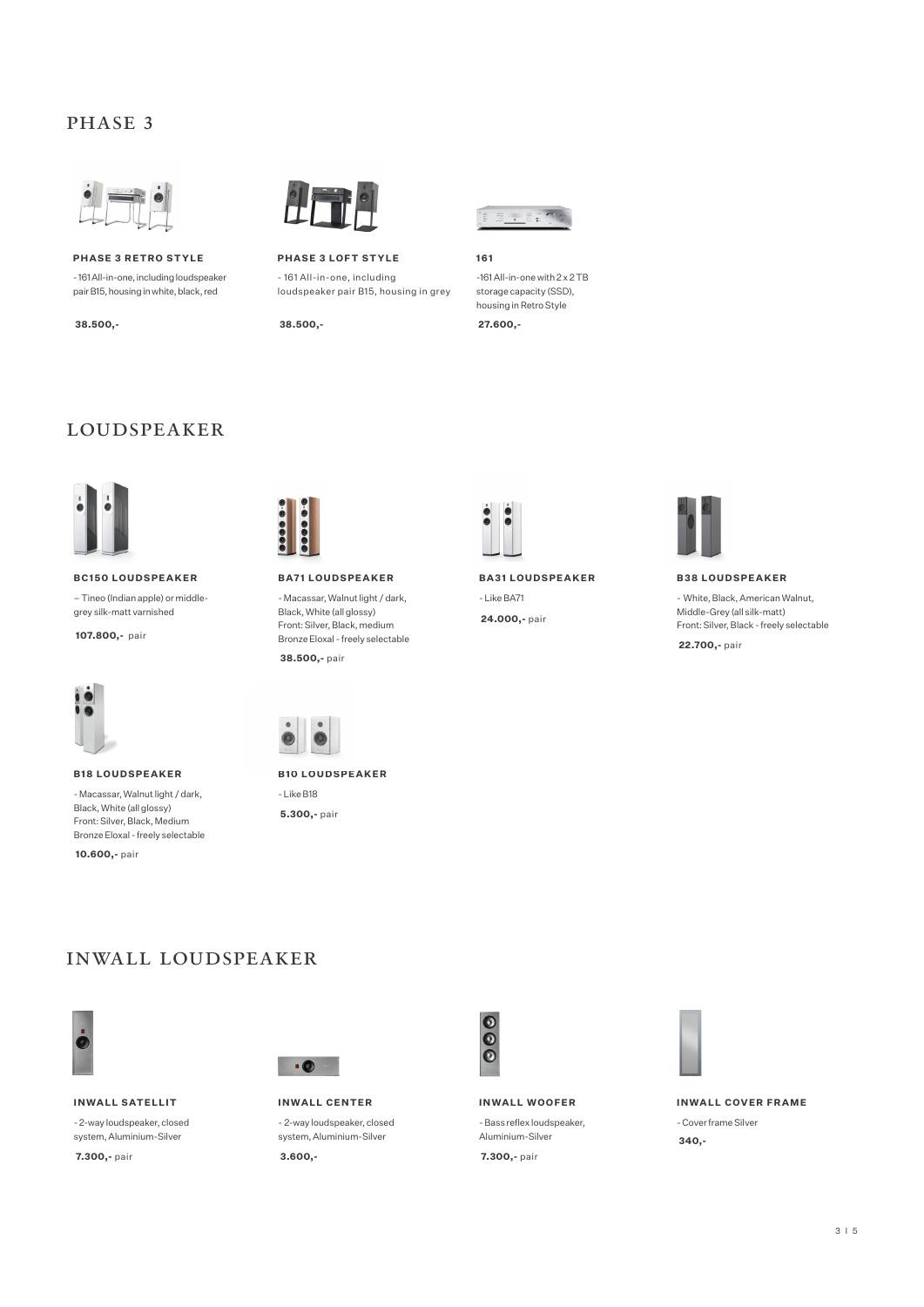# PHASE 3

### PHASE 3 RETRO STYLE

- 161 All-in-one, including loudspeaker pair B15, housing in white, black, red

**38.500,-**

### PHASE 3 LOFT STYLE

- 161 All-in-one, including loudspeaker pair B15, housing in grey

**38.500,-**

### 161

-161 All-in-one with 2 x 2 TB storage capacity (SSD), housing in Retro Style

**27.600,-**

# LOUDSPEAKER

### BC150 LOUDSPEAKER

– Tineo (Indian apple) or middle-grey silk-matt varnished

**107.800,-** pair

### BA71 LOUDSPEAKER

- Macassar, Walnut light / dark, Black, White (all glossy)
Front: Silver, Black, medium Bronze Eloxal - freely selectable

**38.500,-** pair

### BA31 LOUDSPEAKER

- Like BA71

**24.000,-** pair

### B38 LOUDSPEAKER

- White, Black, American Walnut, Middle-Grey (all silk-matt)
Front: Silver, Black - freely selectable

**22.700,-** pair

### B18 LOUDSPEAKER

- Macassar, Walnut light / dark, Black, White (all glossy)
Front: Silver, Black, Medium Bronze Eloxal - freely selectable

**10.600,-** pair

### B10 LOUDSPEAKER

- Like B18

**5.300,-** pair

# INWALL LOUDSPEAKER

### INWALL SATELLIT

- 2-way loudspeaker, closed system, Aluminium-Silver

**7.300,-** pair

### INWALL CENTER

- 2-way loudspeaker, closed system, Aluminium-Silver

**3.600,-**

### INWALL WOOFER

- Bass reflex loudspeaker, Aluminium-Silver

**7.300,-** pair

### INWALL COVER FRAME

- Cover frame Silver

**340,-**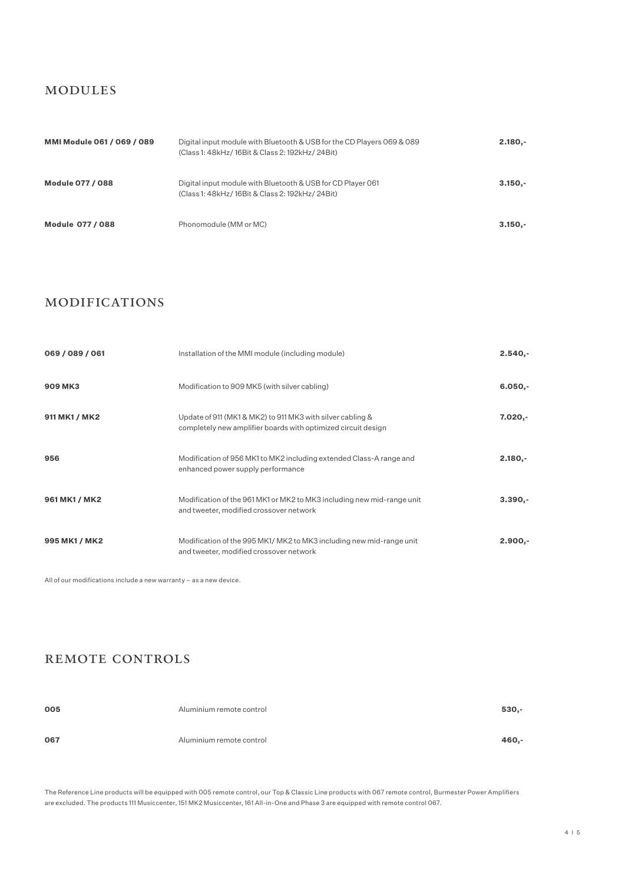## MODULES

| | | |
|---|---|---|
| **MMI Module 061 / 069 / 089** | Digital input module with Bluetooth & USB for the CD Players 069 & 089 (Class 1: 48kHz/ 16Bit & Class 2: 192kHz/ 24Bit) | **2.180,-** |
| **Module 077 / 088** | Digital input module with Bluetooth & USB for CD Player 061 (Class 1: 48kHz/ 16Bit & Class 2: 192kHz/ 24Bit) | **3.150,-** |
| **Module 077 / 088** | Phonomodule (MM or MC) | **3.150,-** |

## MODIFICATIONS

| | | |
|---|---|---|
| **069 / 089 / 061** | Installation of the MMI module (including module) | **2.540,-** |
| **909 MK3** | Modification to 909 MK5 (with silver cabling) | **6.050,-** |
| **911 MK1 / MK2** | Update of 911 (MK1 & MK2) to 911 MK3 with silver cabling & completely new amplifier boards with optimized circuit design | **7.020,-** |
| **956** | Modification of 956 MK1 to MK2 including extended Class-A range and enhanced power supply performance | **2.180,-** |
| **961 MK1 / MK2** | Modification of the 961 MK1 or MK2 to MK3 including new mid-range unit and tweeter, modified crossover network | **3.390,-** |
| **995 MK1 / MK2** | Modification of the 995 MK1/ MK2 to MK3 including new mid-range unit and tweeter, modified crossover network | **2.900,-** |

All of our modifications include a new warranty – as a new device.

## REMOTE CONTROLS

| | | |
|---|---|---|
| **005** | Aluminium remote control | **530,-** |
| **067** | Aluminium remote control | **460,-** |

The Reference Line products will be equipped with 005 remote control, our Top & Classic Line products with 067 remote control, Burmester Power Amplifiers are excluded. The products 111 Musiccenter, 151 MK2 Musiccenter, 161 All-in-One and Phase 3 are equipped with remote control 067.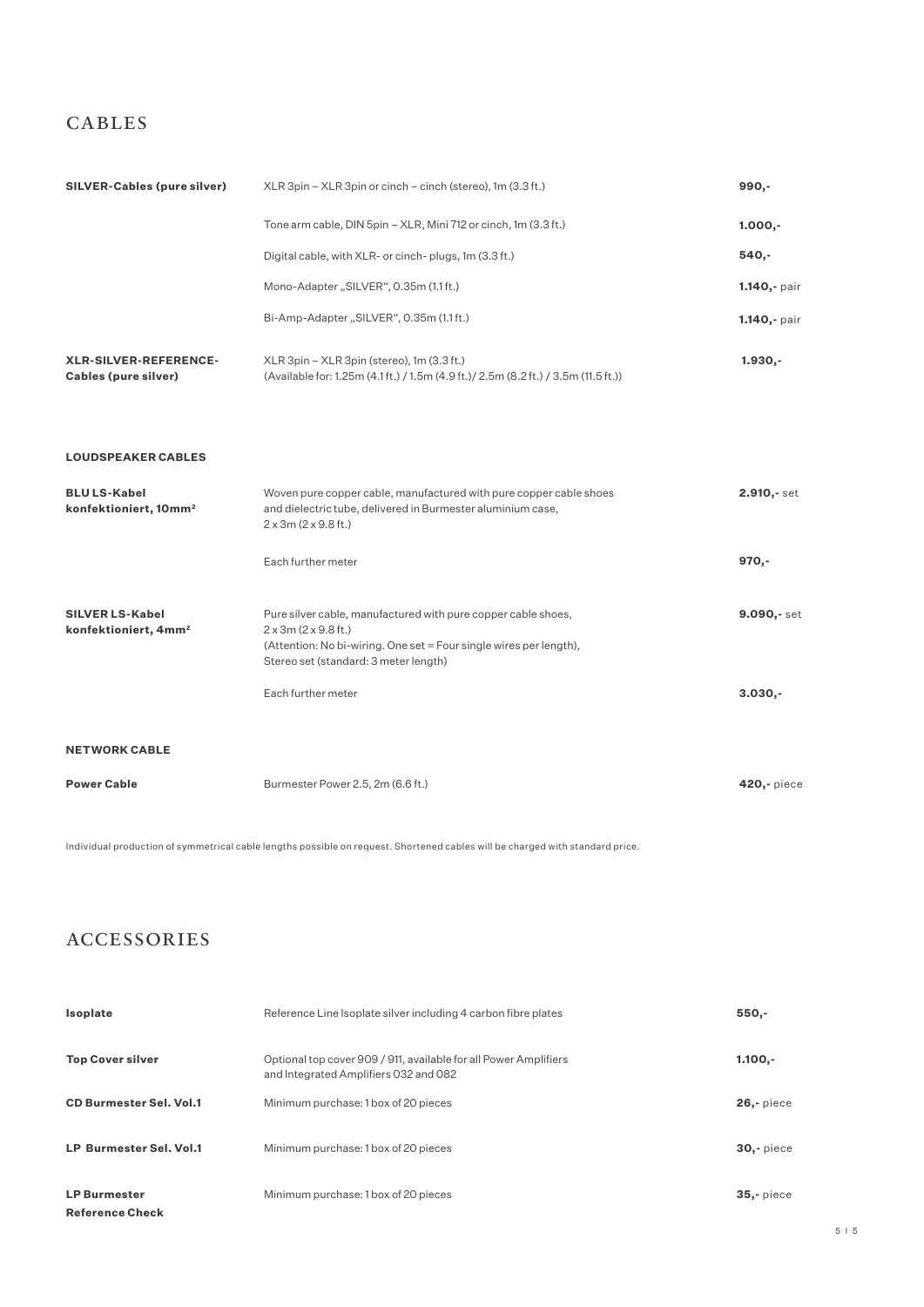## CABLES

| | | |
|---|---|---|
| **SILVER-Cables (pure silver)** | XLR 3pin – XLR 3pin or cinch – cinch (stereo), 1m (3.3 ft.) | **990,-** |
| | Tone arm cable, DIN 5pin – XLR, Mini 712 or cinch, 1m (3.3 ft.) | **1.000,-** |
| | Digital cable, with XLR- or cinch- plugs, 1m (3.3 ft.) | **540,-** |
| | Mono-Adapter „SILVER“, 0.35m (1.1 ft.) | **1.140,-** pair |
| | Bi-Amp-Adapter „SILVER“, 0.35m (1.1 ft.) | **1.140,-** pair |
| **XLR-SILVER-REFERENCE-Cables (pure silver)** | XLR 3pin – XLR 3pin (stereo), 1m (3.3 ft.) (Available for: 1.25m (4.1 ft.) / 1.5m (4.9 ft.)/ 2.5m (8.2 ft.) / 3.5m (11.5 ft.)) | **1.930,-** |

**LOUDSPEAKER CABLES**

| | | |
|---|---|---|
| **BLU LS-Kabel konfektioniert, 10mm²** | Woven pure copper cable, manufactured with pure copper cable shoes and dielectric tube, delivered in Burmester aluminium case, 2 x 3m (2 x 9.8 ft.) | **2.910,-** set |
| | Each further meter | **970,-** |
| **SILVER LS-Kabel konfektioniert, 4mm²** | Pure silver cable, manufactured with pure copper cable shoes, 2 x 3m (2 x 9.8 ft.) (Attention: No bi-wiring. One set = Four single wires per length), Stereo set (standard: 3 meter length) | **9.090,-** set |
| | Each further meter | **3.030,-** |

**NETWORK CABLE**

| | | |
|---|---|---|
| **Power Cable** | Burmester Power 2.5, 2m (6.6 ft.) | **420,-** piece |

Individual production of symmetrical cable lengths possible on request. Shortened cables will be charged with standard price.

## ACCESSORIES

| | | |
|---|---|---|
| **Isoplate** | Reference Line Isoplate silver including 4 carbon fibre plates | **550,-** |
| **Top Cover silver** | Optional top cover 909 / 911, available for all Power Amplifiers and Integrated Amplifiers 032 and 082 | **1.100,-** |
| **CD Burmester Sel. Vol.1** | Minimum purchase: 1 box of 20 pieces | **26,-** piece |
| **LP Burmester Sel. Vol.1** | Minimum purchase: 1 box of 20 pieces | **30,-** piece |
| **LP Burmester Reference Check** | Minimum purchase: 1 box of 20 pieces | **35,-** piece |